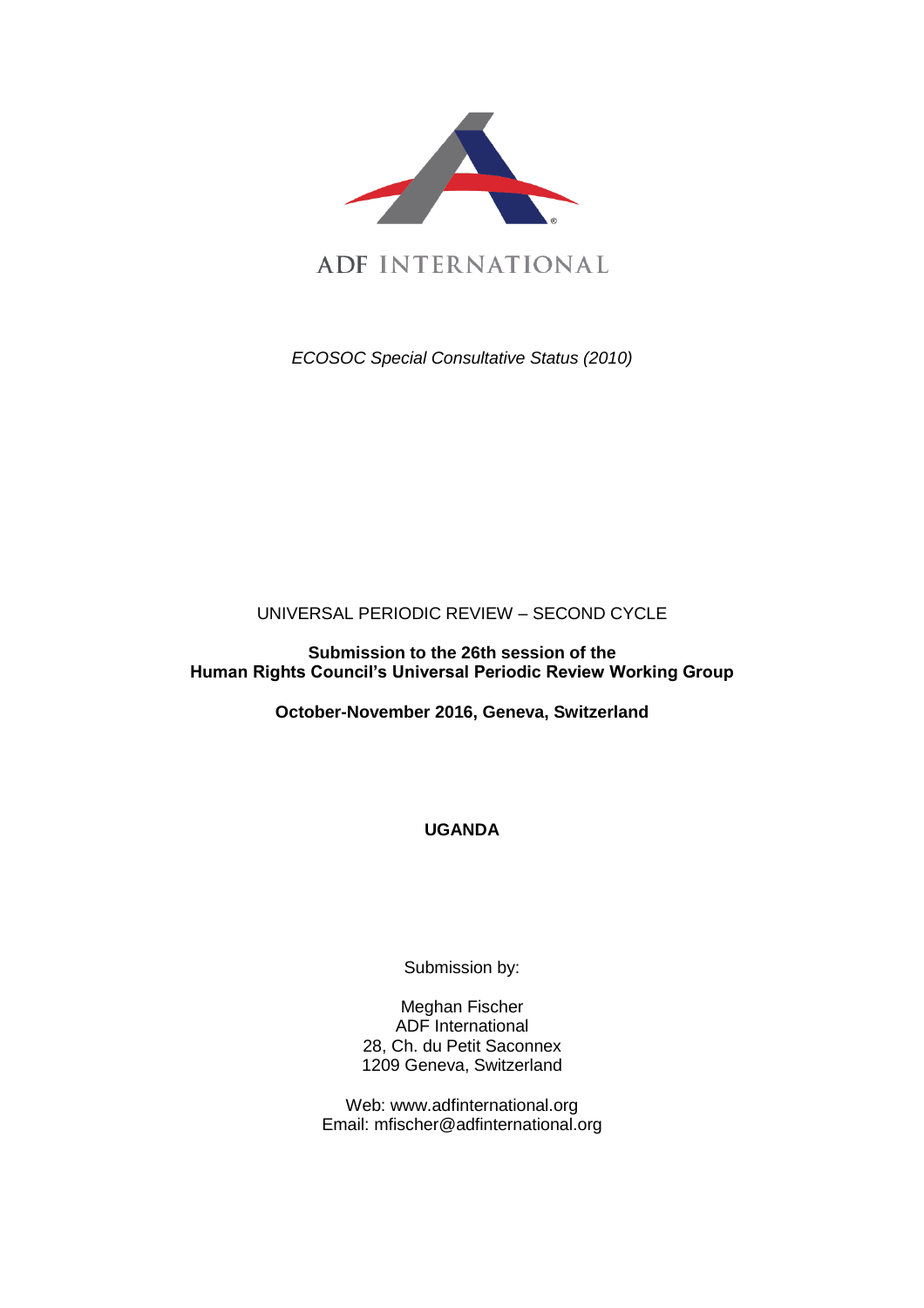ADF INTERNATIONAL

*ECOSOC Special Consultative Status (2010)*

UNIVERSAL PERIODIC REVIEW – SECOND CYCLE

**Submission to the 26th session of the Human Rights Council's Universal Periodic Review Working Group**

**October-November 2016, Geneva, Switzerland**

**UGANDA**

Submission by:

Meghan Fischer
ADF International
28, Ch. du Petit Saconnex
1209 Geneva, Switzerland

Web: www.adfinternational.org
Email: mfischer@adfinternational.org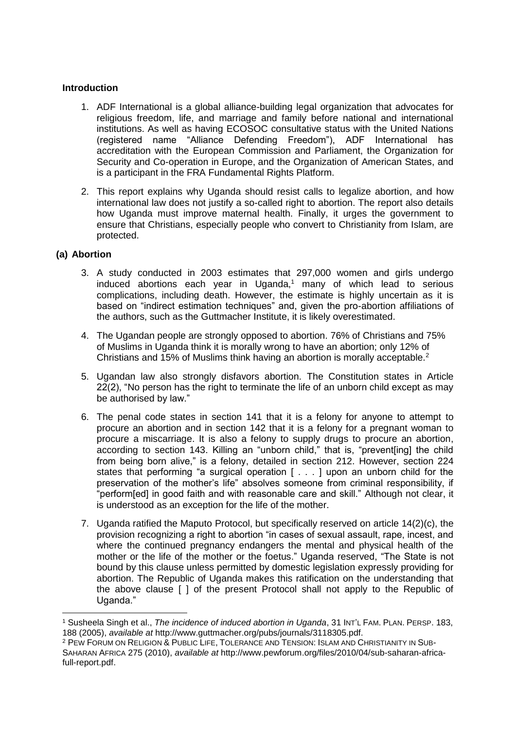**Introduction**

1. ADF International is a global alliance-building legal organization that advocates for religious freedom, life, and marriage and family before national and international institutions. As well as having ECOSOC consultative status with the United Nations (registered name "Alliance Defending Freedom"), ADF International has accreditation with the European Commission and Parliament, the Organization for Security and Co-operation in Europe, and the Organization of American States, and is a participant in the FRA Fundamental Rights Platform.

2. This report explains why Uganda should resist calls to legalize abortion, and how international law does not justify a so-called right to abortion. The report also details how Uganda must improve maternal health. Finally, it urges the government to ensure that Christians, especially people who convert to Christianity from Islam, are protected.

**(a) Abortion**

3. A study conducted in 2003 estimates that 297,000 women and girls undergo induced abortions each year in Uganda,[1] many of which lead to serious complications, including death. However, the estimate is highly uncertain as it is based on "indirect estimation techniques" and, given the pro-abortion affiliations of the authors, such as the Guttmacher Institute, it is likely overestimated.

4. The Ugandan people are strongly opposed to abortion. 76% of Christians and 75% of Muslims in Uganda think it is morally wrong to have an abortion; only 12% of Christians and 15% of Muslims think having an abortion is morally acceptable.[2]

5. Ugandan law also strongly disfavors abortion. The Constitution states in Article 22(2), "No person has the right to terminate the life of an unborn child except as may be authorised by law."

6. The penal code states in section 141 that it is a felony for anyone to attempt to procure an abortion and in section 142 that it is a felony for a pregnant woman to procure a miscarriage. It is also a felony to supply drugs to procure an abortion, according to section 143. Killing an "unborn child," that is, "prevent[ing] the child from being born alive," is a felony, detailed in section 212. However, section 224 states that performing "a surgical operation [ . . . ] upon an unborn child for the preservation of the mother's life" absolves someone from criminal responsibility, if "perform[ed] in good faith and with reasonable care and skill." Although not clear, it is understood as an exception for the life of the mother.

7. Uganda ratified the Maputo Protocol, but specifically reserved on article 14(2)(c), the provision recognizing a right to abortion "in cases of sexual assault, rape, incest, and where the continued pregnancy endangers the mental and physical health of the mother or the life of the mother or the foetus." Uganda reserved, "The State is not bound by this clause unless permitted by domestic legislation expressly providing for abortion. The Republic of Uganda makes this ratification on the understanding that the above clause [ ] of the present Protocol shall not apply to the Republic of Uganda."

---

[1] Susheela Singh et al., *The incidence of induced abortion in Uganda*, 31 INT'L FAM. PLAN. PERSP. 183, 188 (2005), *available at* http://www.guttmacher.org/pubs/journals/3118305.pdf.

[2] PEW FORUM ON RELIGION & PUBLIC LIFE, TOLERANCE AND TENSION: ISLAM AND CHRISTIANITY IN SUB-SAHARAN AFRICA 275 (2010), *available at* http://www.pewforum.org/files/2010/04/sub-saharan-africa-full-report.pdf.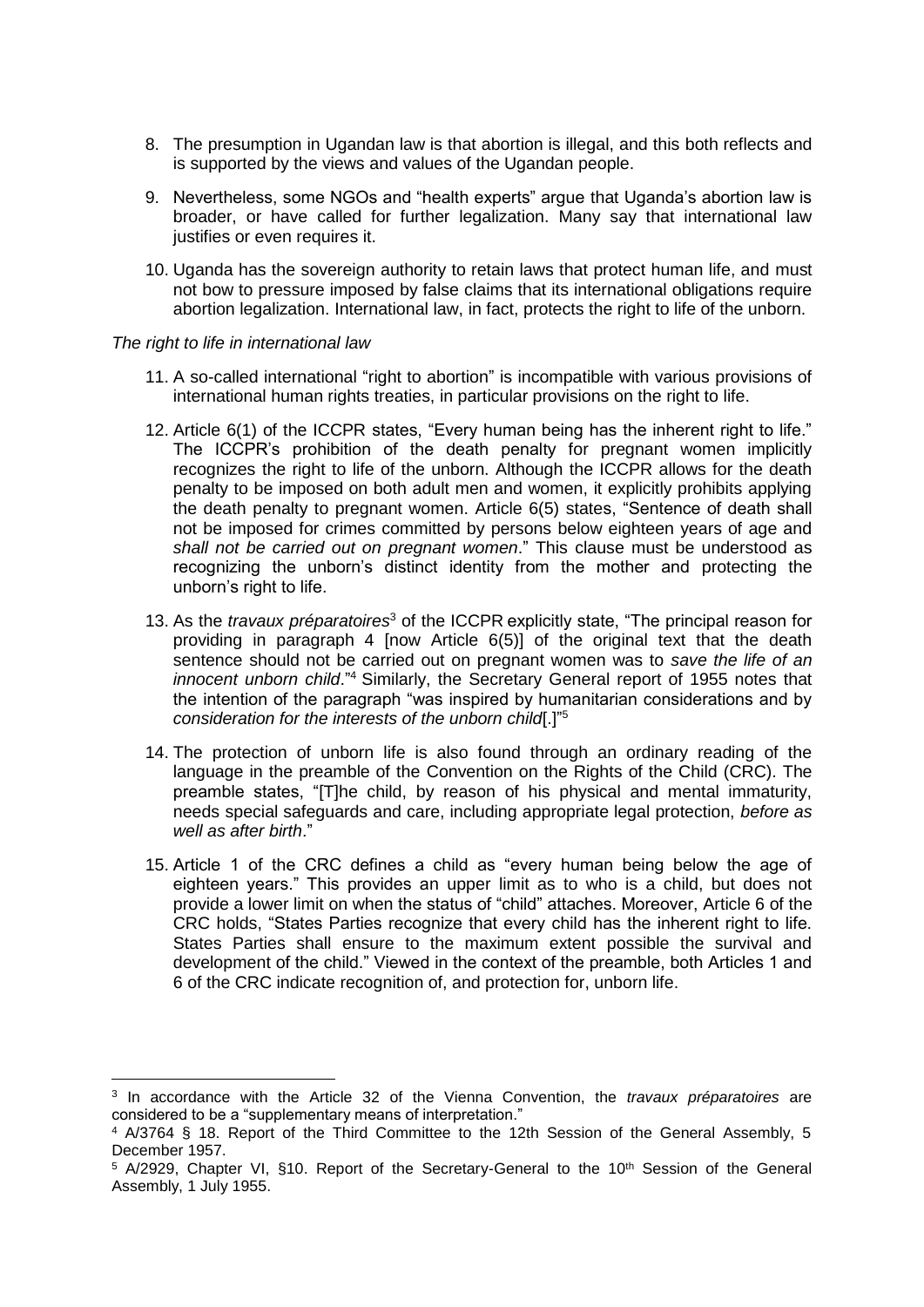8. The presumption in Ugandan law is that abortion is illegal, and this both reflects and is supported by the views and values of the Ugandan people.

9. Nevertheless, some NGOs and "health experts" argue that Uganda's abortion law is broader, or have called for further legalization. Many say that international law justifies or even requires it.

10. Uganda has the sovereign authority to retain laws that protect human life, and must not bow to pressure imposed by false claims that its international obligations require abortion legalization. International law, in fact, protects the right to life of the unborn.

*The right to life in international law*

11. A so-called international "right to abortion" is incompatible with various provisions of international human rights treaties, in particular provisions on the right to life.

12. Article 6(1) of the ICCPR states, "Every human being has the inherent right to life." The ICCPR's prohibition of the death penalty for pregnant women implicitly recognizes the right to life of the unborn. Although the ICCPR allows for the death penalty to be imposed on both adult men and women, it explicitly prohibits applying the death penalty to pregnant women. Article 6(5) states, "Sentence of death shall not be imposed for crimes committed by persons below eighteen years of age and *shall not be carried out on pregnant women*." This clause must be understood as recognizing the unborn's distinct identity from the mother and protecting the unborn's right to life.

13. As the *travaux préparatoires*[3] of the ICCPR explicitly state, "The principal reason for providing in paragraph 4 [now Article 6(5)] of the original text that the death sentence should not be carried out on pregnant women was to *save the life of an innocent unborn child*."[4] Similarly, the Secretary General report of 1955 notes that the intention of the paragraph "was inspired by humanitarian considerations and by *consideration for the interests of the unborn child*[.]"[5]

14. The protection of unborn life is also found through an ordinary reading of the language in the preamble of the Convention on the Rights of the Child (CRC). The preamble states, "[T]he child, by reason of his physical and mental immaturity, needs special safeguards and care, including appropriate legal protection, *before as well as after birth*."

15. Article 1 of the CRC defines a child as "every human being below the age of eighteen years." This provides an upper limit as to who is a child, but does not provide a lower limit on when the status of "child" attaches. Moreover, Article 6 of the CRC holds, "States Parties recognize that every child has the inherent right to life. States Parties shall ensure to the maximum extent possible the survival and development of the child." Viewed in the context of the preamble, both Articles 1 and 6 of the CRC indicate recognition of, and protection for, unborn life.

---

[3] In accordance with the Article 32 of the Vienna Convention, the *travaux préparatoires* are considered to be a "supplementary means of interpretation."

[4] A/3764 § 18. Report of the Third Committee to the 12th Session of the General Assembly, 5 December 1957.

[5] A/2929, Chapter VI, §10. Report of the Secretary-General to the 10th Session of the General Assembly, 1 July 1955.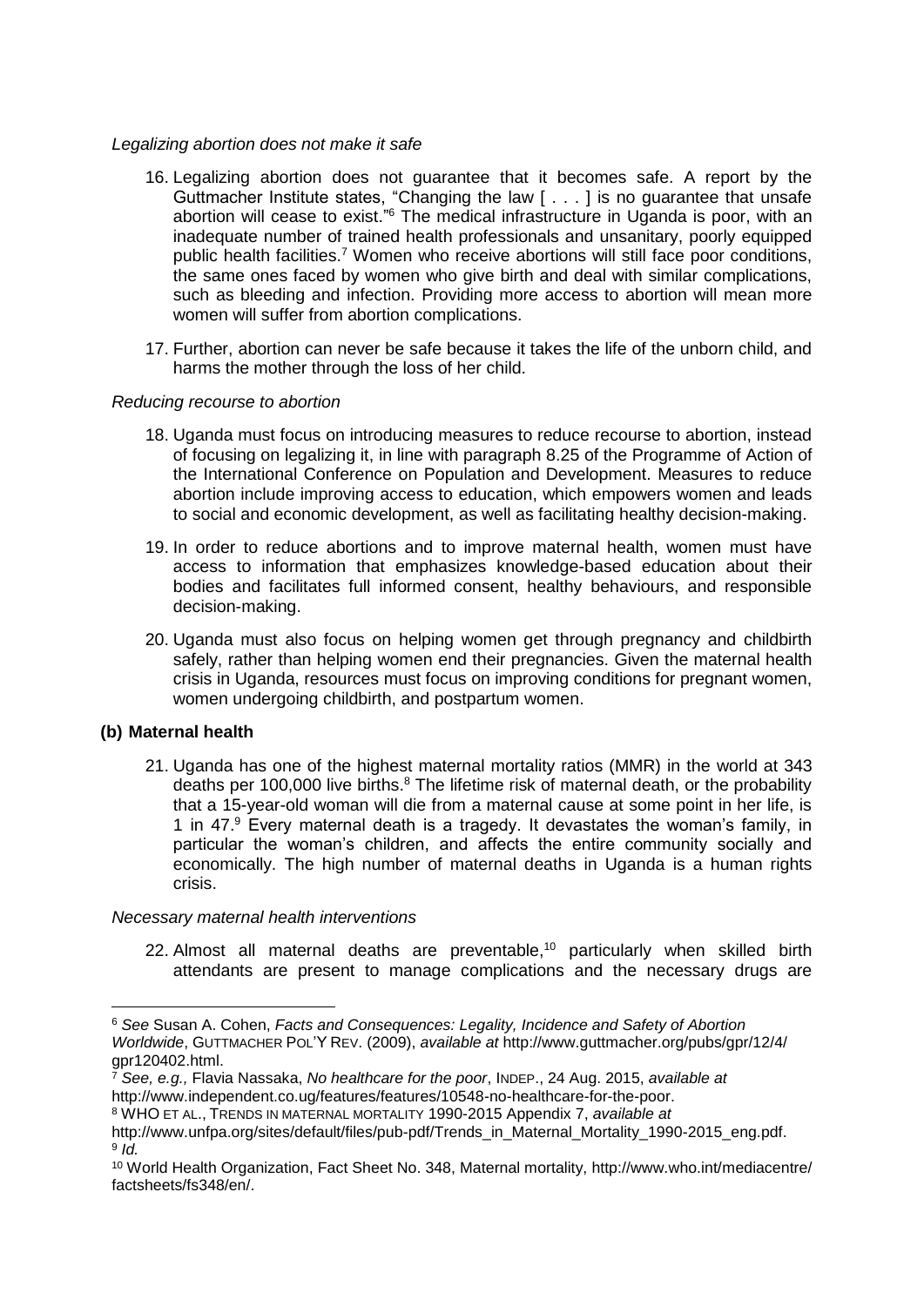*Legalizing abortion does not make it safe*

16. Legalizing abortion does not guarantee that it becomes safe. A report by the Guttmacher Institute states, "Changing the law [ . . . ] is no guarantee that unsafe abortion will cease to exist."[6] The medical infrastructure in Uganda is poor, with an inadequate number of trained health professionals and unsanitary, poorly equipped public health facilities.[7] Women who receive abortions will still face poor conditions, the same ones faced by women who give birth and deal with similar complications, such as bleeding and infection. Providing more access to abortion will mean more women will suffer from abortion complications.

17. Further, abortion can never be safe because it takes the life of the unborn child, and harms the mother through the loss of her child.

*Reducing recourse to abortion*

18. Uganda must focus on introducing measures to reduce recourse to abortion, instead of focusing on legalizing it, in line with paragraph 8.25 of the Programme of Action of the International Conference on Population and Development. Measures to reduce abortion include improving access to education, which empowers women and leads to social and economic development, as well as facilitating healthy decision-making.

19. In order to reduce abortions and to improve maternal health, women must have access to information that emphasizes knowledge-based education about their bodies and facilitates full informed consent, healthy behaviours, and responsible decision-making.

20. Uganda must also focus on helping women get through pregnancy and childbirth safely, rather than helping women end their pregnancies. Given the maternal health crisis in Uganda, resources must focus on improving conditions for pregnant women, women undergoing childbirth, and postpartum women.

**(b) Maternal health**

21. Uganda has one of the highest maternal mortality ratios (MMR) in the world at 343 deaths per 100,000 live births.[8] The lifetime risk of maternal death, or the probability that a 15-year-old woman will die from a maternal cause at some point in her life, is 1 in 47.[9] Every maternal death is a tragedy. It devastates the woman's family, in particular the woman's children, and affects the entire community socially and economically. The high number of maternal deaths in Uganda is a human rights crisis.

*Necessary maternal health interventions*

22. Almost all maternal deaths are preventable,[10] particularly when skilled birth attendants are present to manage complications and the necessary drugs are

---

[6] *See* Susan A. Cohen, *Facts and Consequences: Legality, Incidence and Safety of Abortion Worldwide*, GUTTMACHER POL'Y REV. (2009), *available at* http://www.guttmacher.org/pubs/gpr/12/4/gpr120402.html.

[7] *See, e.g.,* Flavia Nassaka, *No healthcare for the poor*, INDEP., 24 Aug. 2015, *available at* http://www.independent.co.ug/features/features/10548-no-healthcare-for-the-poor.

[8] WHO ET AL., TRENDS IN MATERNAL MORTALITY 1990-2015 Appendix 7, *available at* http://www.unfpa.org/sites/default/files/pub-pdf/Trends_in_Maternal_Mortality_1990-2015_eng.pdf.

[9] *Id.*

[10] World Health Organization, Fact Sheet No. 348, Maternal mortality, http://www.who.int/mediacentre/factsheets/fs348/en/.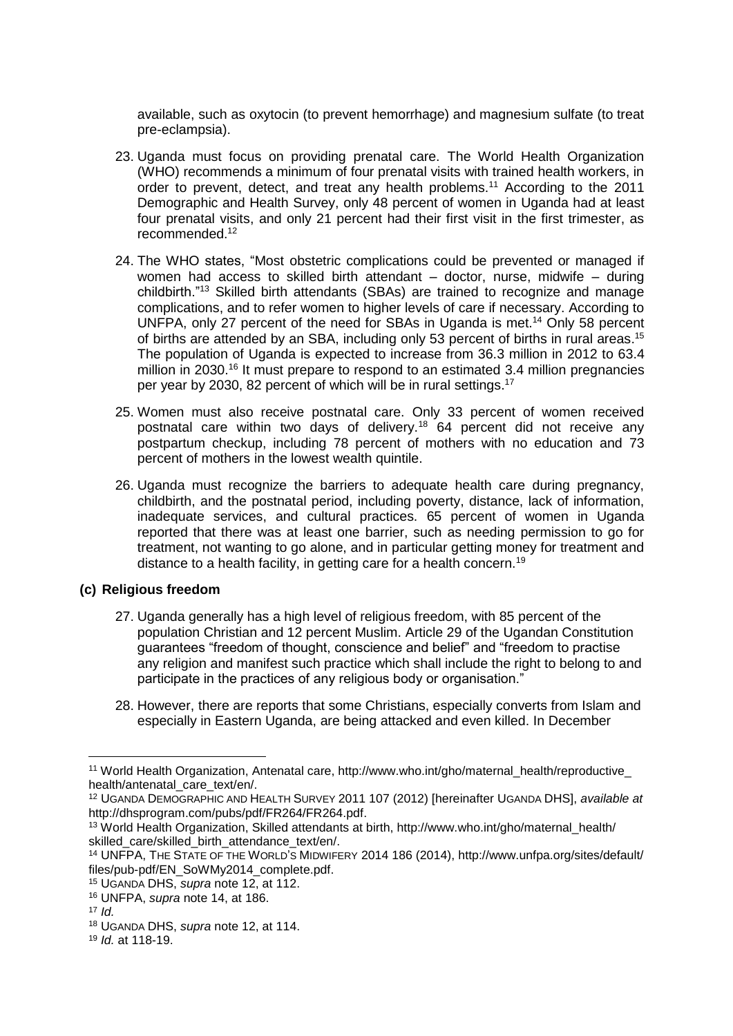available, such as oxytocin (to prevent hemorrhage) and magnesium sulfate (to treat pre-eclampsia).

23. Uganda must focus on providing prenatal care. The World Health Organization (WHO) recommends a minimum of four prenatal visits with trained health workers, in order to prevent, detect, and treat any health problems.[11] According to the 2011 Demographic and Health Survey, only 48 percent of women in Uganda had at least four prenatal visits, and only 21 percent had their first visit in the first trimester, as recommended.[12]

24. The WHO states, "Most obstetric complications could be prevented or managed if women had access to skilled birth attendant – doctor, nurse, midwife – during childbirth."[13] Skilled birth attendants (SBAs) are trained to recognize and manage complications, and to refer women to higher levels of care if necessary. According to UNFPA, only 27 percent of the need for SBAs in Uganda is met.[14] Only 58 percent of births are attended by an SBA, including only 53 percent of births in rural areas.[15] The population of Uganda is expected to increase from 36.3 million in 2012 to 63.4 million in 2030.[16] It must prepare to respond to an estimated 3.4 million pregnancies per year by 2030, 82 percent of which will be in rural settings.[17]

25. Women must also receive postnatal care. Only 33 percent of women received postnatal care within two days of delivery.[18] 64 percent did not receive any postpartum checkup, including 78 percent of mothers with no education and 73 percent of mothers in the lowest wealth quintile.

26. Uganda must recognize the barriers to adequate health care during pregnancy, childbirth, and the postnatal period, including poverty, distance, lack of information, inadequate services, and cultural practices. 65 percent of women in Uganda reported that there was at least one barrier, such as needing permission to go for treatment, not wanting to go alone, and in particular getting money for treatment and distance to a health facility, in getting care for a health concern.[19]

### (c) Religious freedom

27. Uganda generally has a high level of religious freedom, with 85 percent of the population Christian and 12 percent Muslim. Article 29 of the Ugandan Constitution guarantees "freedom of thought, conscience and belief" and "freedom to practise any religion and manifest such practice which shall include the right to belong to and participate in the practices of any religious body or organisation."

28. However, there are reports that some Christians, especially converts from Islam and especially in Eastern Uganda, are being attacked and even killed. In December

---

[11] World Health Organization, Antenatal care, http://www.who.int/gho/maternal_health/reproductive_health/antenatal_care_text/en/.

[12] UGANDA DEMOGRAPHIC AND HEALTH SURVEY 2011 107 (2012) [hereinafter UGANDA DHS], *available at* http://dhsprogram.com/pubs/pdf/FR264/FR264.pdf.

[13] World Health Organization, Skilled attendants at birth, http://www.who.int/gho/maternal_health/skilled_care/skilled_birth_attendance_text/en/.

[14] UNFPA, THE STATE OF THE WORLD'S MIDWIFERY 2014 186 (2014), http://www.unfpa.org/sites/default/files/pub-pdf/EN_SoWMy2014_complete.pdf.

[15] UGANDA DHS, *supra* note 12, at 112.

[16] UNFPA, *supra* note 14, at 186.

[17] *Id.*

[18] UGANDA DHS, *supra* note 12, at 114.

[19] *Id.* at 118-19.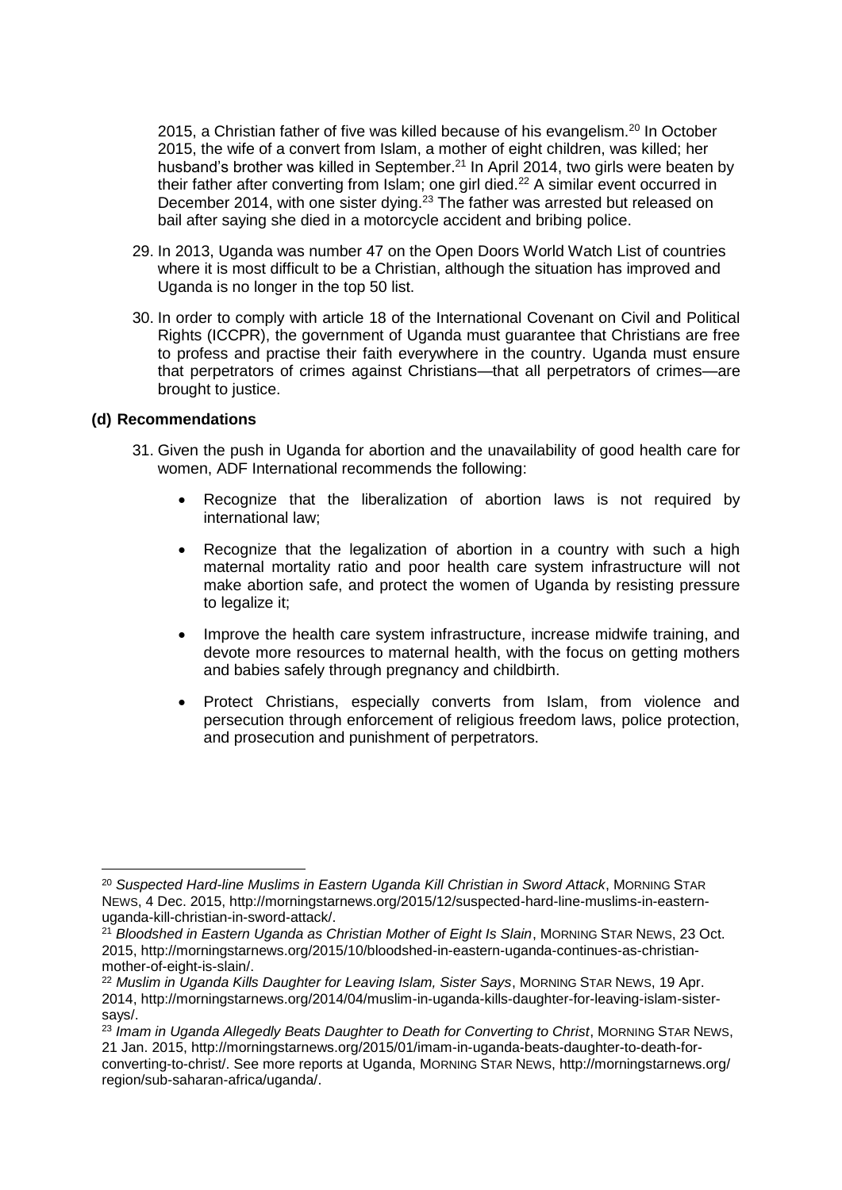2015, a Christian father of five was killed because of his evangelism.[20] In October 2015, the wife of a convert from Islam, a mother of eight children, was killed; her husband's brother was killed in September.[21] In April 2014, two girls were beaten by their father after converting from Islam; one girl died.[22] A similar event occurred in December 2014, with one sister dying.[23] The father was arrested but released on bail after saying she died in a motorcycle accident and bribing police.

29. In 2013, Uganda was number 47 on the Open Doors World Watch List of countries where it is most difficult to be a Christian, although the situation has improved and Uganda is no longer in the top 50 list.

30. In order to comply with article 18 of the International Covenant on Civil and Political Rights (ICCPR), the government of Uganda must guarantee that Christians are free to profess and practise their faith everywhere in the country. Uganda must ensure that perpetrators of crimes against Christians—that all perpetrators of crimes—are brought to justice.

### (d) Recommendations

31. Given the push in Uganda for abortion and the unavailability of good health care for women, ADF International recommends the following:

    - Recognize that the liberalization of abortion laws is not required by international law;
    - Recognize that the legalization of abortion in a country with such a high maternal mortality ratio and poor health care system infrastructure will not make abortion safe, and protect the women of Uganda by resisting pressure to legalize it;
    - Improve the health care system infrastructure, increase midwife training, and devote more resources to maternal health, with the focus on getting mothers and babies safely through pregnancy and childbirth.
    - Protect Christians, especially converts from Islam, from violence and persecution through enforcement of religious freedom laws, police protection, and prosecution and punishment of perpetrators.

---

[20] *Suspected Hard-line Muslims in Eastern Uganda Kill Christian in Sword Attack*, MORNING STAR NEWS, 4 Dec. 2015, http://morningstarnews.org/2015/12/suspected-hard-line-muslims-in-eastern-uganda-kill-christian-in-sword-attack/.

[21] *Bloodshed in Eastern Uganda as Christian Mother of Eight Is Slain*, MORNING STAR NEWS, 23 Oct. 2015, http://morningstarnews.org/2015/10/bloodshed-in-eastern-uganda-continues-as-christian-mother-of-eight-is-slain/.

[22] *Muslim in Uganda Kills Daughter for Leaving Islam, Sister Says*, MORNING STAR NEWS, 19 Apr. 2014, http://morningstarnews.org/2014/04/muslim-in-uganda-kills-daughter-for-leaving-islam-sister-says/.

[23] *Imam in Uganda Allegedly Beats Daughter to Death for Converting to Christ*, MORNING STAR NEWS, 21 Jan. 2015, http://morningstarnews.org/2015/01/imam-in-uganda-beats-daughter-to-death-for-converting-to-christ/. See more reports at Uganda, MORNING STAR NEWS, http://morningstarnews.org/region/sub-saharan-africa/uganda/.